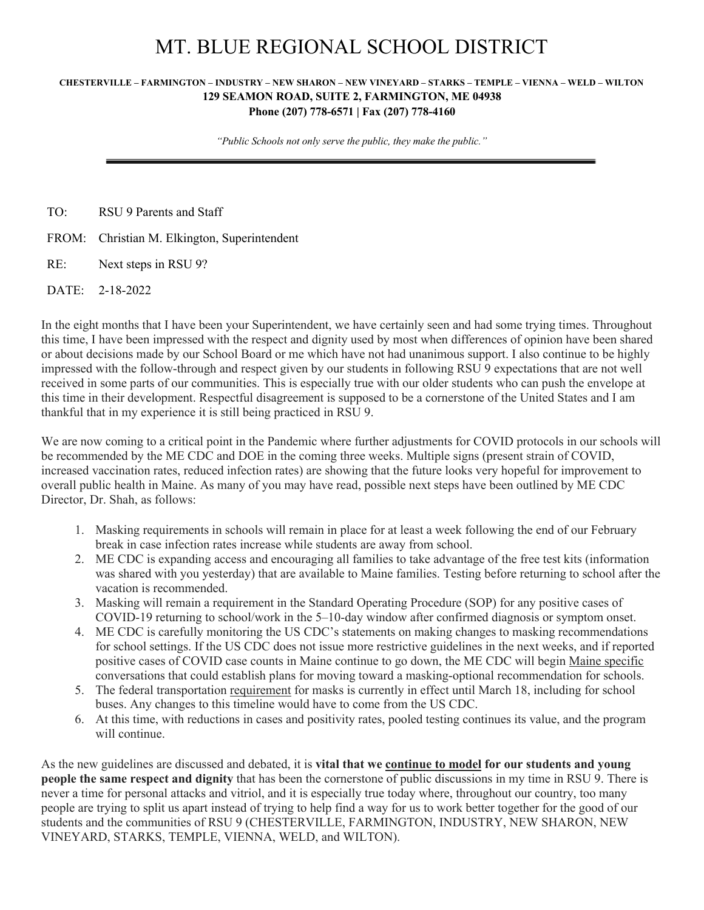# MT. BLUE REGIONAL SCHOOL DISTRICT

**CHESTERVILLE – FARMINGTON – INDUSTRY – NEW SHARON – NEW VINEYARD – STARKS – TEMPLE – VIENNA – WELD – WILTON**
**129 SEAMON ROAD, SUITE 2, FARMINGTON, ME 04938**
**Phone (207) 778-6571 | Fax (207) 778-4160**

*"Public Schools not only serve the public, they make the public."*

---

TO: RSU 9 Parents and Staff

FROM: Christian M. Elkington, Superintendent

RE: Next steps in RSU 9?

DATE: 2-18-2022

In the eight months that I have been your Superintendent, we have certainly seen and had some trying times. Throughout this time, I have been impressed with the respect and dignity used by most when differences of opinion have been shared or about decisions made by our School Board or me which have not had unanimous support. I also continue to be highly impressed with the follow-through and respect given by our students in following RSU 9 expectations that are not well received in some parts of our communities. This is especially true with our older students who can push the envelope at this time in their development. Respectful disagreement is supposed to be a cornerstone of the United States and I am thankful that in my experience it is still being practiced in RSU 9.

We are now coming to a critical point in the Pandemic where further adjustments for COVID protocols in our schools will be recommended by the ME CDC and DOE in the coming three weeks. Multiple signs (present strain of COVID, increased vaccination rates, reduced infection rates) are showing that the future looks very hopeful for improvement to overall public health in Maine. As many of you may have read, possible next steps have been outlined by ME CDC Director, Dr. Shah, as follows:

1. Masking requirements in schools will remain in place for at least a week following the end of our February break in case infection rates increase while students are away from school.
2. ME CDC is expanding access and encouraging all families to take advantage of the free test kits (information was shared with you yesterday) that are available to Maine families. Testing before returning to school after the vacation is recommended.
3. Masking will remain a requirement in the Standard Operating Procedure (SOP) for any positive cases of COVID-19 returning to school/work in the 5–10-day window after confirmed diagnosis or symptom onset.
4. ME CDC is carefully monitoring the US CDC's statements on making changes to masking recommendations for school settings. If the US CDC does not issue more restrictive guidelines in the next weeks, and if reported positive cases of COVID case counts in Maine continue to go down, the ME CDC will begin <u>Maine specific</u> conversations that could establish plans for moving toward a masking-optional recommendation for schools.
5. The federal transportation <u>requirement</u> for masks is currently in effect until March 18, including for school buses. Any changes to this timeline would have to come from the US CDC.
6. At this time, with reductions in cases and positivity rates, pooled testing continues its value, and the program will continue.

As the new guidelines are discussed and debated, it is **vital that we <u>continue to model</u> for our students and young people the same respect and dignity** that has been the cornerstone of public discussions in my time in RSU 9. There is never a time for personal attacks and vitriol, and it is especially true today where, throughout our country, too many people are trying to split us apart instead of trying to help find a way for us to work better together for the good of our students and the communities of RSU 9 (CHESTERVILLE, FARMINGTON, INDUSTRY, NEW SHARON, NEW VINEYARD, STARKS, TEMPLE, VIENNA, WELD, and WILTON).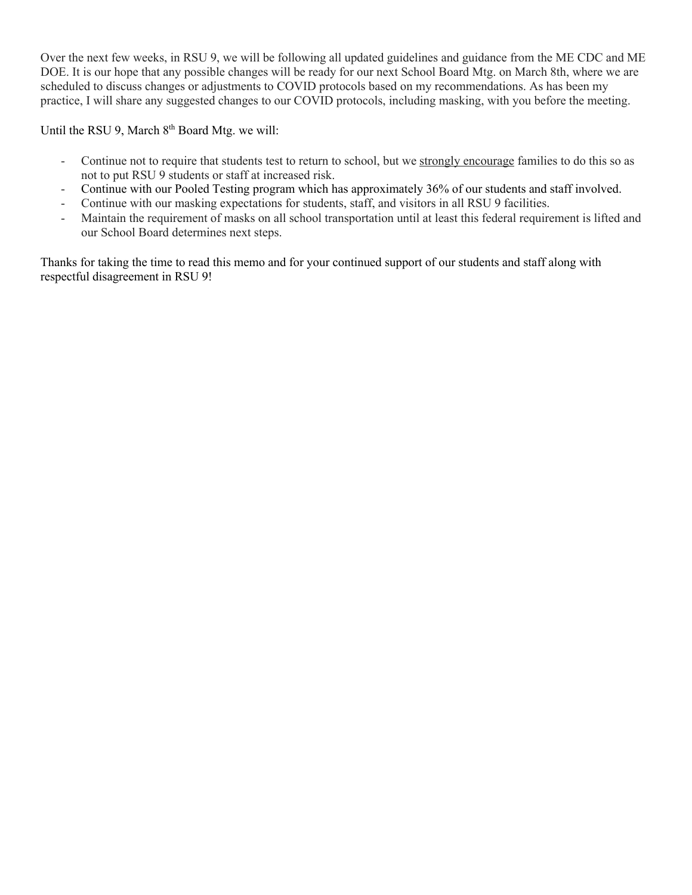Over the next few weeks, in RSU 9, we will be following all updated guidelines and guidance from the ME CDC and ME DOE. It is our hope that any possible changes will be ready for our next School Board Mtg. on March 8th, where we are scheduled to discuss changes or adjustments to COVID protocols based on my recommendations. As has been my practice, I will share any suggested changes to our COVID protocols, including masking, with you before the meeting.

Until the RSU 9, March 8th Board Mtg. we will:

- Continue not to require that students test to return to school, but we <u>strongly encourage</u> families to do this so as not to put RSU 9 students or staff at increased risk.
- Continue with our Pooled Testing program which has approximately 36% of our students and staff involved.
- Continue with our masking expectations for students, staff, and visitors in all RSU 9 facilities.
- Maintain the requirement of masks on all school transportation until at least this federal requirement is lifted and our School Board determines next steps.

Thanks for taking the time to read this memo and for your continued support of our students and staff along with respectful disagreement in RSU 9!